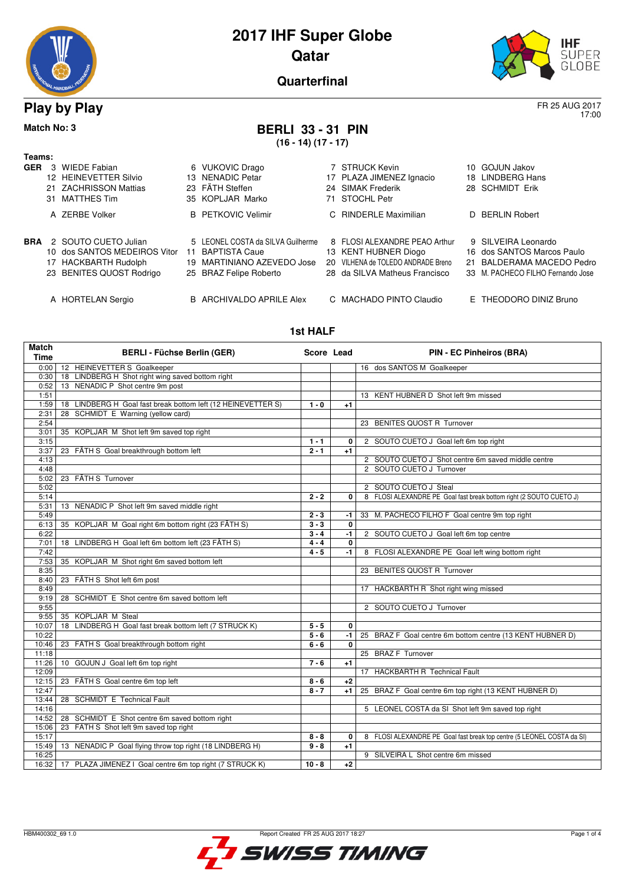# 2017 IHF Super Globe

## Qatar

### Quarterfinal

## Play by Play

FR 25 AUG 2017
17:00

**Match No: 3**

## BERLI 33 - 31 PIN

**(16 - 14) (17 - 17)**

**Teams:**

**GER**

| | | | |
|---|---|---|---|
| 3 WIEDE Fabian | 6 VUKOVIC Drago | 7 STRUCK Kevin | 10 GOJUN Jakov |
| 12 HEINEVETTER Silvio | 13 NENADIC Petar | 17 PLAZA JIMENEZ Ignacio | 18 LINDBERG Hans |
| 21 ZACHRISSON Mattias | 23 FÄTH Steffen | 24 SIMAK Frederik | 28 SCHMIDT Erik |
| 31 MATTHES Tim | 35 KOPLJAR Marko | 71 STOCHL Petr | |
| A ZERBE Volker | B PETKOVIC Velimir | C RINDERLE Maximilian | D BERLIN Robert |

**BRA**

| | | | |
|---|---|---|---|
| 2 SOUTO CUETO Julian | 5 LEONEL COSTA da SILVA Guilherme | 8 FLOSI ALEXANDRE PEAO Arthur | 9 SILVEIRA Leonardo |
| 10 dos SANTOS MEDEIROS Vitor | 11 BAPTISTA Caue | 13 KENT HUBNER Diogo | 16 dos SANTOS Marcos Paulo |
| 17 HACKBARTH Rudolph | 19 MARTINIANO AZEVEDO Jose | 20 VILHENA de TOLEDO ANDRADE Breno | 21 BALDERAMA MACEDO Pedro |
| 23 BENITES QUOST Rodrigo | 25 BRAZ Felipe Roberto | 28 da SILVA Matheus Francisco | 33 M. PACHECO FILHO Fernando Jose |
| A HORTELAN Sergio | B ARCHIVALDO APRILE Alex | C MACHADO PINTO Claudio | E THEODORO DINIZ Bruno |

### 1st HALF

| Match Time | BERLI - Füchse Berlin (GER) | Score | Lead | PIN - EC Pinheiros (BRA) |
|---|---|---|---|---|
| 0:00 | 12 HEINEVETTER S Goalkeeper | | | 16 dos SANTOS M Goalkeeper |
| 0:30 | 18 LINDBERG H Shot right wing saved bottom right | | | |
| 0:52 | 13 NENADIC P Shot centre 9m post | | | |
| 1:51 | | | | 13 KENT HUBNER D Shot left 9m missed |
| 1:59 | 18 LINDBERG H Goal fast break bottom left (12 HEINEVETTER S) | 1 - 0 | +1 | |
| 2:31 | 28 SCHMIDT E Warning (yellow card) | | | |
| 2:54 | | | | 23 BENITES QUOST R Turnover |
| 3:01 | 35 KOPLJAR M Shot left 9m saved top right | | | |
| 3:15 | | 1 - 1 | 0 | 2 SOUTO CUETO J Goal left 6m top right |
| 3:37 | 23 FÄTH S Goal breakthrough bottom left | 2 - 1 | +1 | |
| 4:13 | | | | 2 SOUTO CUETO J Shot centre 6m saved middle centre |
| 4:48 | | | | 2 SOUTO CUETO J Turnover |
| 5:02 | 23 FÄTH S Turnover | | | |
| 5:02 | | | | 2 SOUTO CUETO J Steal |
| 5:14 | | 2 - 2 | 0 | 8 FLOSI ALEXANDRE PE Goal fast break bottom right (2 SOUTO CUETO J) |
| 5:31 | 13 NENADIC P Shot left 9m saved middle right | | | |
| 5:49 | | 2 - 3 | -1 | 33 M. PACHECO FILHO F Goal centre 9m top right |
| 6:13 | 35 KOPLJAR M Goal right 6m bottom right (23 FÄTH S) | 3 - 3 | 0 | |
| 6:22 | | 3 - 4 | -1 | 2 SOUTO CUETO J Goal left 6m top centre |
| 7:01 | 18 LINDBERG H Goal left 6m bottom left (23 FÄTH S) | 4 - 4 | 0 | |
| 7:42 | | 4 - 5 | -1 | 8 FLOSI ALEXANDRE PE Goal left wing bottom right |
| 7:53 | 35 KOPLJAR M Shot right 6m saved bottom left | | | |
| 8:35 | | | | 23 BENITES QUOST R Turnover |
| 8:40 | 23 FÄTH S Shot left 6m post | | | |
| 8:49 | | | | 17 HACKBARTH R Shot right wing missed |
| 9:19 | 28 SCHMIDT E Shot centre 6m saved bottom left | | | |
| 9:55 | | | | 2 SOUTO CUETO J Turnover |
| 9:55 | 35 KOPLJAR M Steal | | | |
| 10:07 | 18 LINDBERG H Goal fast break bottom left (7 STRUCK K) | 5 - 5 | 0 | |
| 10:22 | | 5 - 6 | -1 | 25 BRAZ F Goal centre 6m bottom centre (13 KENT HUBNER D) |
| 10:46 | 23 FÄTH S Goal breakthrough bottom right | 6 - 6 | 0 | |
| 11:18 | | | | 25 BRAZ F Turnover |
| 11:26 | 10 GOJUN J Goal left 6m top right | 7 - 6 | +1 | |
| 12:09 | | | | 17 HACKBARTH R Technical Fault |
| 12:15 | 23 FÄTH S Goal centre 6m top left | 8 - 6 | +2 | |
| 12:47 | | 8 - 7 | +1 | 25 BRAZ F Goal centre 6m top right (13 KENT HUBNER D) |
| 13:44 | 28 SCHMIDT E Technical Fault | | | |
| 14:16 | | | | 5 LEONEL COSTA da SI Shot left 9m saved top right |
| 14:52 | 28 SCHMIDT E Shot centre 6m saved bottom right | | | |
| 15:06 | 23 FÄTH S Shot left 9m saved top right | | | |
| 15:17 | | 8 - 8 | 0 | 8 FLOSI ALEXANDRE PE Goal fast break top centre (5 LEONEL COSTA da SI) |
| 15:49 | 13 NENADIC P Goal flying throw top right (18 LINDBERG H) | 9 - 8 | +1 | |
| 16:25 | | | | 9 SILVEIRA L Shot centre 6m missed |
| 16:32 | 17 PLAZA JIMENEZ I Goal centre 6m top right (7 STRUCK K) | 10 - 8 | +2 | |

HBM400302_69 1.0 Report Created FR 25 AUG 2017 18:27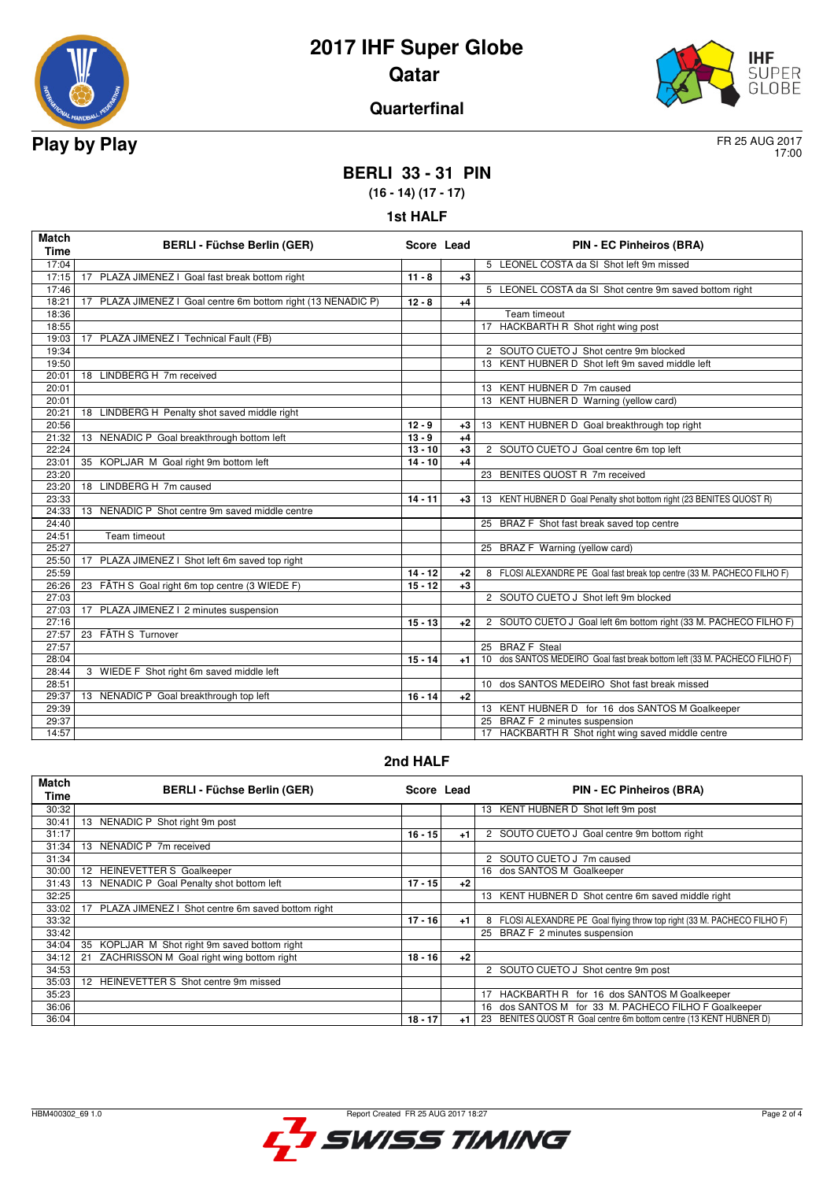# 2017 IHF Super Globe

## Qatar

### Quarterfinal

## Play by Play

FR 25 AUG 2017
17:00

## BERLI 33 - 31 PIN

**(16 - 14) (17 - 17)**

### 1st HALF

| Match Time | BERLI - Füchse Berlin (GER) | Score | Lead | PIN - EC Pinheiros (BRA) |
|---|---|---|---|---|
| 17:04 | | | | 5 LEONEL COSTA da SI Shot left 9m missed |
| 17:15 | 17 PLAZA JIMENEZ I Goal fast break bottom right | 11 - 8 | +3 | |
| 17:46 | | | | 5 LEONEL COSTA da SI Shot centre 9m saved bottom right |
| 18:21 | 17 PLAZA JIMENEZ I Goal centre 6m bottom right (13 NENADIC P) | 12 - 8 | +4 | |
| 18:36 | | | | Team timeout |
| 18:55 | | | | 17 HACKBARTH R Shot right wing post |
| 19:03 | 17 PLAZA JIMENEZ I Technical Fault (FB) | | | |
| 19:34 | | | | 2 SOUTO CUETO J Shot centre 9m blocked |
| 19:50 | | | | 13 KENT HUBNER D Shot left 9m saved middle left |
| 20:01 | 18 LINDBERG H 7m received | | | |
| 20:01 | | | | 13 KENT HUBNER D 7m caused |
| 20:01 | | | | 13 KENT HUBNER D Warning (yellow card) |
| 20:21 | 18 LINDBERG H Penalty shot saved middle right | | | |
| 20:56 | | 12 - 9 | +3 | 13 KENT HUBNER D Goal breakthrough top right |
| 21:32 | 13 NENADIC P Goal breakthrough bottom left | 13 - 9 | +4 | |
| 22:24 | | 13 - 10 | +3 | 2 SOUTO CUETO J Goal centre 6m top left |
| 23:01 | 35 KOPLJAR M Goal right 9m bottom left | 14 - 10 | +4 | |
| 23:20 | | | | 23 BENITES QUOST R 7m received |
| 23:20 | 18 LINDBERG H 7m caused | | | |
| 23:33 | | 14 - 11 | +3 | 13 KENT HUBNER D Goal Penalty shot bottom right (23 BENITES QUOST R) |
| 24:33 | 13 NENADIC P Shot centre 9m saved middle centre | | | |
| 24:40 | | | | 25 BRAZ F Shot fast break saved top centre |
| 24:51 | Team timeout | | | |
| 25:27 | | | | 25 BRAZ F Warning (yellow card) |
| 25:50 | 17 PLAZA JIMENEZ I Shot left 6m saved top right | | | |
| 25:59 | | 14 - 12 | +2 | 8 FLOSI ALEXANDRE PE Goal fast break top centre (33 M. PACHECO FILHO F) |
| 26:26 | 23 FÄTH S Goal right 6m top centre (3 WIEDE F) | 15 - 12 | +3 | |
| 27:03 | | | | 2 SOUTO CUETO J Shot left 9m blocked |
| 27:03 | 17 PLAZA JIMENEZ I 2 minutes suspension | | | |
| 27:16 | | 15 - 13 | +2 | 2 SOUTO CUETO J Goal left 6m bottom right (33 M. PACHECO FILHO F) |
| 27:57 | 23 FÄTH S Turnover | | | |
| 27:57 | | | | 25 BRAZ F Steal |
| 28:04 | | 15 - 14 | +1 | 10 dos SANTOS MEDEIRO Goal fast break bottom left (33 M. PACHECO FILHO F) |
| 28:44 | 3 WIEDE F Shot right 6m saved middle left | | | |
| 28:51 | | | | 10 dos SANTOS MEDEIRO Shot fast break missed |
| 29:37 | 13 NENADIC P Goal breakthrough top left | 16 - 14 | +2 | |
| 29:39 | | | | 13 KENT HUBNER D for 16 dos SANTOS M Goalkeeper |
| 29:37 | | | | 25 BRAZ F 2 minutes suspension |
| 14:57 | | | | 17 HACKBARTH R Shot right wing saved middle centre |

### 2nd HALF

| Match Time | BERLI - Füchse Berlin (GER) | Score | Lead | PIN - EC Pinheiros (BRA) |
|---|---|---|---|---|
| 30:32 | | | | 13 KENT HUBNER D Shot left 9m post |
| 30:41 | 13 NENADIC P Shot right 9m post | | | |
| 31:17 | | 16 - 15 | +1 | 2 SOUTO CUETO J Goal centre 9m bottom right |
| 31:34 | 13 NENADIC P 7m received | | | |
| 31:34 | | | | 2 SOUTO CUETO J 7m caused |
| 30:00 | 12 HEINEVETTER S Goalkeeper | | | 16 dos SANTOS M Goalkeeper |
| 31:43 | 13 NENADIC P Goal Penalty shot bottom left | 17 - 15 | +2 | |
| 32:25 | | | | 13 KENT HUBNER D Shot centre 6m saved middle right |
| 33:02 | 17 PLAZA JIMENEZ I Shot centre 6m saved bottom right | | | |
| 33:32 | | 17 - 16 | +1 | 8 FLOSI ALEXANDRE PE Goal flying throw top right (33 M. PACHECO FILHO F) |
| 33:42 | | | | 25 BRAZ F 2 minutes suspension |
| 34:04 | 35 KOPLJAR M Shot right 9m saved bottom right | | | |
| 34:12 | 21 ZACHRISSON M Goal right wing bottom right | 18 - 16 | +2 | |
| 34:53 | | | | 2 SOUTO CUETO J Shot centre 9m post |
| 35:03 | 12 HEINEVETTER S Shot centre 9m missed | | | |
| 35:23 | | | | 17 HACKBARTH R for 16 dos SANTOS M Goalkeeper |
| 36:06 | | | | 16 dos SANTOS M for 33 M. PACHECO FILHO F Goalkeeper |
| 36:04 | | 18 - 17 | +1 | 23 BENITES QUOST R Goal centre 6m bottom centre (13 KENT HUBNER D) |

HBM400302_69 1.0 Report Created FR 25 AUG 2017 18:27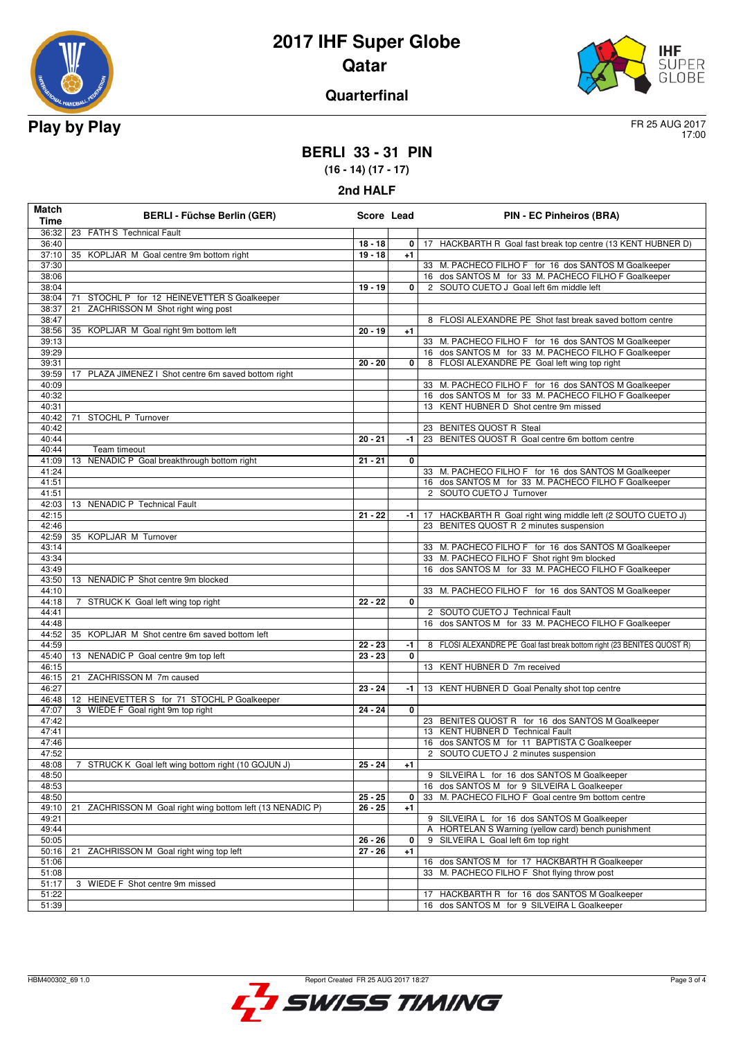# 2017 IHF Super Globe
## Qatar
### Quarterfinal

**Play by Play**

FR 25 AUG 2017
17:00

## BERLI 33 - 31 PIN
**(16 - 14) (17 - 17)**

### 2nd HALF

| Match Time | BERLI - Füchse Berlin (GER) | Score | Lead | PIN - EC Pinheiros (BRA) |
|---|---|---|---|---|
| 36:32 | 23 FATH S Technical Fault | | | |
| 36:40 | | 18 - 18 | 0 | 17 HACKBARTH R Goal fast break top centre (13 KENT HUBNER D) |
| 37:10 | 35 KOPLJAR M Goal centre 9m bottom right | 19 - 18 | +1 | |
| 37:30 | | | | 33 M. PACHECO FILHO F for 16 dos SANTOS M Goalkeeper |
| 38:06 | | | | 16 dos SANTOS M for 33 M. PACHECO FILHO F Goalkeeper |
| 38:04 | | 19 - 19 | 0 | 2 SOUTO CUETO J Goal left 6m middle left |
| 38:04 | 71 STOCHL P for 12 HEINEVETTER S Goalkeeper | | | |
| 38:37 | 21 ZACHRISSON M Shot right wing post | | | |
| 38:47 | | | | 8 FLOSI ALEXANDRE PE Shot fast break saved bottom centre |
| 38:56 | 35 KOPLJAR M Goal right 9m bottom left | 20 - 19 | +1 | |
| 39:13 | | | | 33 M. PACHECO FILHO F for 16 dos SANTOS M Goalkeeper |
| 39:29 | | | | 16 dos SANTOS M for 33 M. PACHECO FILHO F Goalkeeper |
| 39:31 | | 20 - 20 | 0 | 8 FLOSI ALEXANDRE PE Goal left wing top right |
| 39:59 | 17 PLAZA JIMENEZ I Shot centre 6m saved bottom right | | | |
| 40:09 | | | | 33 M. PACHECO FILHO F for 16 dos SANTOS M Goalkeeper |
| 40:32 | | | | 16 dos SANTOS M for 33 M. PACHECO FILHO F Goalkeeper |
| 40:31 | | | | 13 KENT HUBNER D Shot centre 9m missed |
| 40:42 | 71 STOCHL P Turnover | | | |
| 40:42 | | | | 23 BENITES QUOST R Steal |
| 40:44 | | 20 - 21 | -1 | 23 BENITES QUOST R Goal centre 6m bottom centre |
| 40:44 | Team timeout | | | |
| 41:09 | 13 NENADIC P Goal breakthrough bottom right | 21 - 21 | 0 | |
| 41:24 | | | | 33 M. PACHECO FILHO F for 16 dos SANTOS M Goalkeeper |
| 41:51 | | | | 16 dos SANTOS M for 33 M. PACHECO FILHO F Goalkeeper |
| 41:51 | | | | 2 SOUTO CUETO J Turnover |
| 42:03 | 13 NENADIC P Technical Fault | | | |
| 42:15 | | 21 - 22 | -1 | 17 HACKBARTH R Goal right wing middle left (2 SOUTO CUETO J) |
| 42:46 | | | | 23 BENITES QUOST R 2 minutes suspension |
| 42:59 | 35 KOPLJAR M Turnover | | | |
| 43:14 | | | | 33 M. PACHECO FILHO F for 16 dos SANTOS M Goalkeeper |
| 43:34 | | | | 33 M. PACHECO FILHO F Shot right 9m blocked |
| 43:49 | | | | 16 dos SANTOS M for 33 M. PACHECO FILHO F Goalkeeper |
| 43:50 | 13 NENADIC P Shot centre 9m blocked | | | |
| 44:10 | | | | 33 M. PACHECO FILHO F for 16 dos SANTOS M Goalkeeper |
| 44:18 | 7 STRUCK K Goal left wing top right | 22 - 22 | 0 | |
| 44:41 | | | | 2 SOUTO CUETO J Technical Fault |
| 44:48 | | | | 16 dos SANTOS M for 33 M. PACHECO FILHO F Goalkeeper |
| 44:52 | 35 KOPLJAR M Shot centre 6m saved bottom left | | | |
| 44:59 | | 22 - 23 | -1 | 8 FLOSI ALEXANDRE PE Goal fast break bottom right (23 BENITES QUOST R) |
| 45:40 | 13 NENADIC P Goal centre 9m top left | 23 - 23 | 0 | |
| 46:15 | | | | 13 KENT HUBNER D 7m received |
| 46:15 | 21 ZACHRISSON M 7m caused | | | |
| 46:27 | | 23 - 24 | -1 | 13 KENT HUBNER D Goal Penalty shot top centre |
| 46:48 | 12 HEINEVETTER S for 71 STOCHL P Goalkeeper | | | |
| 47:07 | 3 WIEDE F Goal right 9m top right | 24 - 24 | 0 | |
| 47:42 | | | | 23 BENITES QUOST R for 16 dos SANTOS M Goalkeeper |
| 47:41 | | | | 13 KENT HUBNER D Technical Fault |
| 47:46 | | | | 16 dos SANTOS M for 11 BAPTISTA C Goalkeeper |
| 47:52 | | | | 2 SOUTO CUETO J 2 minutes suspension |
| 48:08 | 7 STRUCK K Goal left wing bottom right (10 GOJUN J) | 25 - 24 | +1 | |
| 48:50 | | | | 9 SILVEIRA L for 16 dos SANTOS M Goalkeeper |
| 48:53 | | | | 16 dos SANTOS M for 9 SILVEIRA L Goalkeeper |
| 48:50 | | 25 - 25 | 0 | 33 M. PACHECO FILHO F Goal centre 9m bottom centre |
| 49:10 | 21 ZACHRISSON M Goal right wing bottom left (13 NENADIC P) | 26 - 25 | +1 | |
| 49:21 | | | | 9 SILVEIRA L for 16 dos SANTOS M Goalkeeper |
| 49:44 | | | | A HORTELAN S Warning (yellow card) bench punishment |
| 50:05 | | 26 - 26 | 0 | 9 SILVEIRA L Goal left 6m top right |
| 50:16 | 21 ZACHRISSON M Goal right wing top left | 27 - 26 | +1 | |
| 51:06 | | | | 16 dos SANTOS M for 17 HACKBARTH R Goalkeeper |
| 51:08 | | | | 33 M. PACHECO FILHO F Shot flying throw post |
| 51:17 | 3 WIEDE F Shot centre 9m missed | | | |
| 51:22 | | | | 17 HACKBARTH R for 16 dos SANTOS M Goalkeeper |
| 51:39 | | | | 16 dos SANTOS M for 9 SILVEIRA L Goalkeeper |

HBM400302_69 1.0 Report Created FR 25 AUG 2017 18:27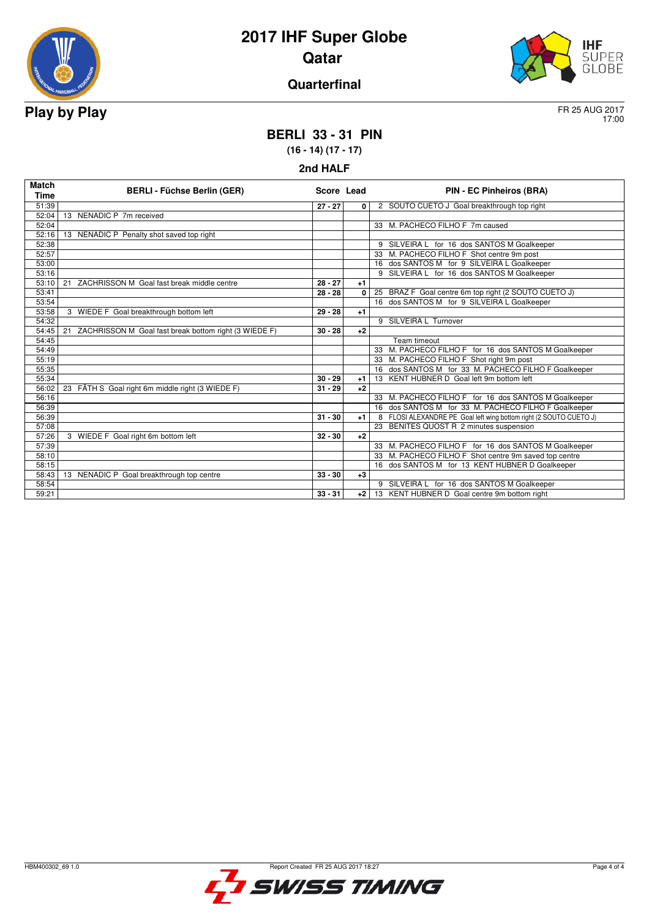# 2017 IHF Super Globe
## Qatar
### Quarterfinal

**Play by Play**

FR 25 AUG 2017
17:00

## BERLI 33 - 31 PIN
**(16 - 14) (17 - 17)**

### 2nd HALF

| Match Time | BERLI - Füchse Berlin (GER) | Score | Lead | PIN - EC Pinheiros (BRA) |
|---|---|---|---|---|
| 51:39 | | 27 - 27 | 0 | 2 SOUTO CUETO J Goal breakthrough top right |
| 52:04 | 13 NENADIC P 7m received | | | |
| 52:04 | | | | 33 M. PACHECO FILHO F 7m caused |
| 52:16 | 13 NENADIC P Penalty shot saved top right | | | |
| 52:38 | | | | 9 SILVEIRA L for 16 dos SANTOS M Goalkeeper |
| 52:57 | | | | 33 M. PACHECO FILHO F Shot centre 9m post |
| 53:00 | | | | 16 dos SANTOS M for 9 SILVEIRA L Goalkeeper |
| 53:16 | | | | 9 SILVEIRA L for 16 dos SANTOS M Goalkeeper |
| 53:10 | 21 ZACHRISSON M Goal fast break middle centre | 28 - 27 | +1 | |
| 53:41 | | 28 - 28 | 0 | 25 BRAZ F Goal centre 6m top right (2 SOUTO CUETO J) |
| 53:54 | | | | 16 dos SANTOS M for 9 SILVEIRA L Goalkeeper |
| 53:58 | 3 WIEDE F Goal breakthrough bottom left | 29 - 28 | +1 | |
| 54:32 | | | | 9 SILVEIRA L Turnover |
| 54:45 | 21 ZACHRISSON M Goal fast break bottom right (3 WIEDE F) | 30 - 28 | +2 | |
| 54:45 | | | | Team timeout |
| 54:49 | | | | 33 M. PACHECO FILHO F for 16 dos SANTOS M Goalkeeper |
| 55:19 | | | | 33 M. PACHECO FILHO F Shot right 9m post |
| 55:35 | | | | 16 dos SANTOS M for 33 M. PACHECO FILHO F Goalkeeper |
| 55:34 | | 30 - 29 | +1 | 13 KENT HUBNER D Goal left 9m bottom left |
| 56:02 | 23 FÄTH S Goal right 6m middle right (3 WIEDE F) | 31 - 29 | +2 | |
| 56:16 | | | | 33 M. PACHECO FILHO F for 16 dos SANTOS M Goalkeeper |
| 56:39 | | | | 16 dos SANTOS M for 33 M. PACHECO FILHO F Goalkeeper |
| 56:39 | | 31 - 30 | +1 | 8 FLOSI ALEXANDRE PE Goal left wing bottom right (2 SOUTO CUETO J) |
| 57:08 | | | | 23 BENITES QUOST R 2 minutes suspension |
| 57:26 | 3 WIEDE F Goal right 6m bottom left | 32 - 30 | +2 | |
| 57:39 | | | | 33 M. PACHECO FILHO F for 16 dos SANTOS M Goalkeeper |
| 58:10 | | | | 33 M. PACHECO FILHO F Shot centre 9m saved top centre |
| 58:15 | | | | 16 dos SANTOS M for 13 KENT HUBNER D Goalkeeper |
| 58:43 | 13 NENADIC P Goal breakthrough top centre | 33 - 30 | +3 | |
| 58:54 | | | | 9 SILVEIRA L for 16 dos SANTOS M Goalkeeper |
| 59:21 | | 33 - 31 | +2 | 13 KENT HUBNER D Goal centre 9m bottom right |

HBM400302_69 1.0    Report Created FR 25 AUG 2017 18:27